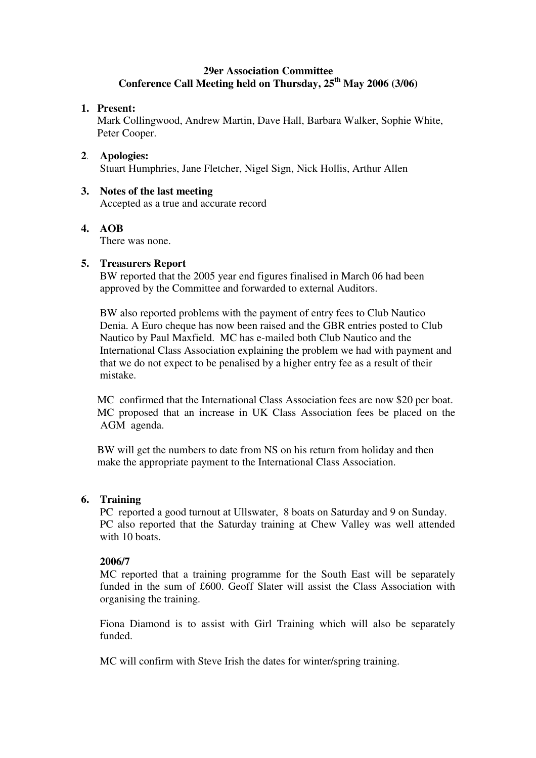**29er Association Committee**
**Conference Call Meeting held on Thursday, 25th May 2006 (3/06)**

1. **Present:**
   Mark Collingwood, Andrew Martin, Dave Hall, Barbara Walker, Sophie White, Peter Cooper.

2. **Apologies:**
   Stuart Humphries, Jane Fletcher, Nigel Sign, Nick Hollis, Arthur Allen

3. **Notes of the last meeting**
   Accepted as a true and accurate record

4. **AOB**
   There was none.

5. **Treasurers Report**
   BW reported that the 2005 year end figures finalised in March 06 had been approved by the Committee and forwarded to external Auditors.

   BW also reported problems with the payment of entry fees to Club Nautico Denia. A Euro cheque has now been raised and the GBR entries posted to Club Nautico by Paul Maxfield. MC has e-mailed both Club Nautico and the International Class Association explaining the problem we had with payment and that we do not expect to be penalised by a higher entry fee as a result of their mistake.

   MC confirmed that the International Class Association fees are now $20 per boat. MC proposed that an increase in UK Class Association fees be placed on the AGM agenda.

   BW will get the numbers to date from NS on his return from holiday and then make the appropriate payment to the International Class Association.

6. **Training**
   PC reported a good turnout at Ullswater, 8 boats on Saturday and 9 on Sunday. PC also reported that the Saturday training at Chew Valley was well attended with 10 boats.

   **2006/7**
   MC reported that a training programme for the South East will be separately funded in the sum of £600. Geoff Slater will assist the Class Association with organising the training.

   Fiona Diamond is to assist with Girl Training which will also be separately funded.

   MC will confirm with Steve Irish the dates for winter/spring training.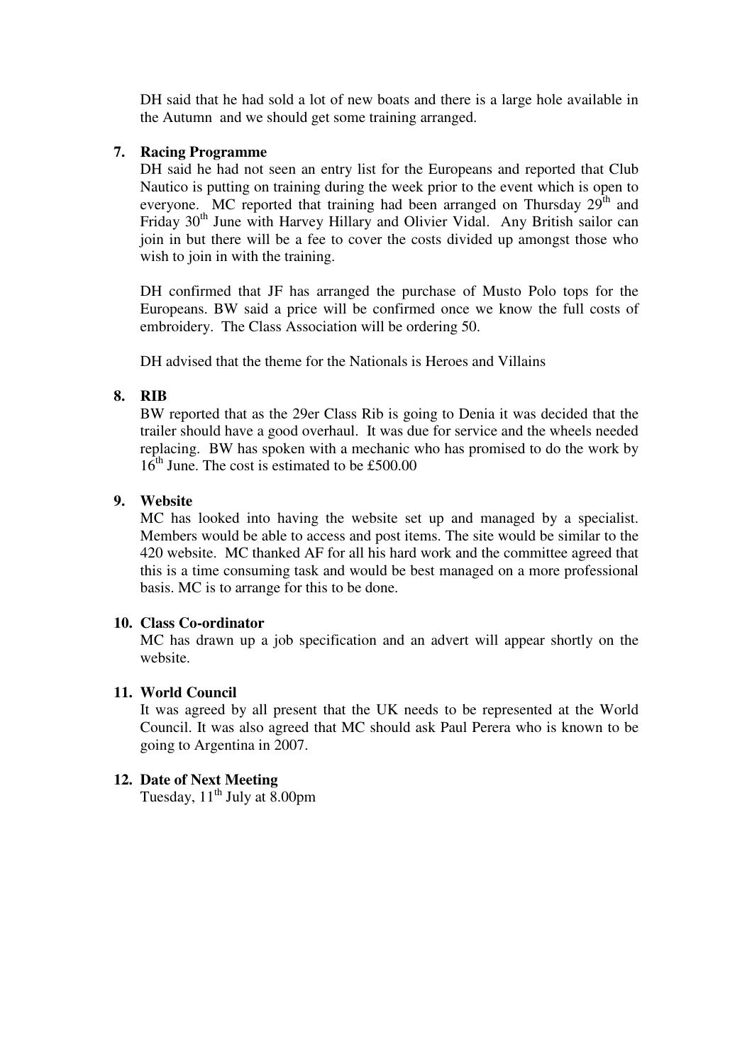DH said that he had sold a lot of new boats and there is a large hole available in the Autumn  and we should get some training arranged.

**7. Racing Programme**

DH said he had not seen an entry list for the Europeans and reported that Club Nautico is putting on training during the week prior to the event which is open to everyone.  MC reported that training had been arranged on Thursday 29th and Friday 30th June with Harvey Hillary and Olivier Vidal.  Any British sailor can join in but there will be a fee to cover the costs divided up amongst those who wish to join in with the training.

DH confirmed that JF has arranged the purchase of Musto Polo tops for the Europeans. BW said a price will be confirmed once we know the full costs of embroidery.  The Class Association will be ordering 50.

DH advised that the theme for the Nationals is Heroes and Villains

**8. RIB**

BW reported that as the 29er Class Rib is going to Denia it was decided that the trailer should have a good overhaul.  It was due for service and the wheels needed replacing.  BW has spoken with a mechanic who has promised to do the work by 16th June. The cost is estimated to be £500.00

**9. Website**

MC has looked into having the website set up and managed by a specialist. Members would be able to access and post items. The site would be similar to the 420 website.  MC thanked AF for all his hard work and the committee agreed that this is a time consuming task and would be best managed on a more professional basis. MC is to arrange for this to be done.

**10. Class Co-ordinator**

MC has drawn up a job specification and an advert will appear shortly on the website.

**11. World Council**

It was agreed by all present that the UK needs to be represented at the World Council. It was also agreed that MC should ask Paul Perera who is known to be going to Argentina in 2007.

**12. Date of Next Meeting**

Tuesday, 11th July at 8.00pm